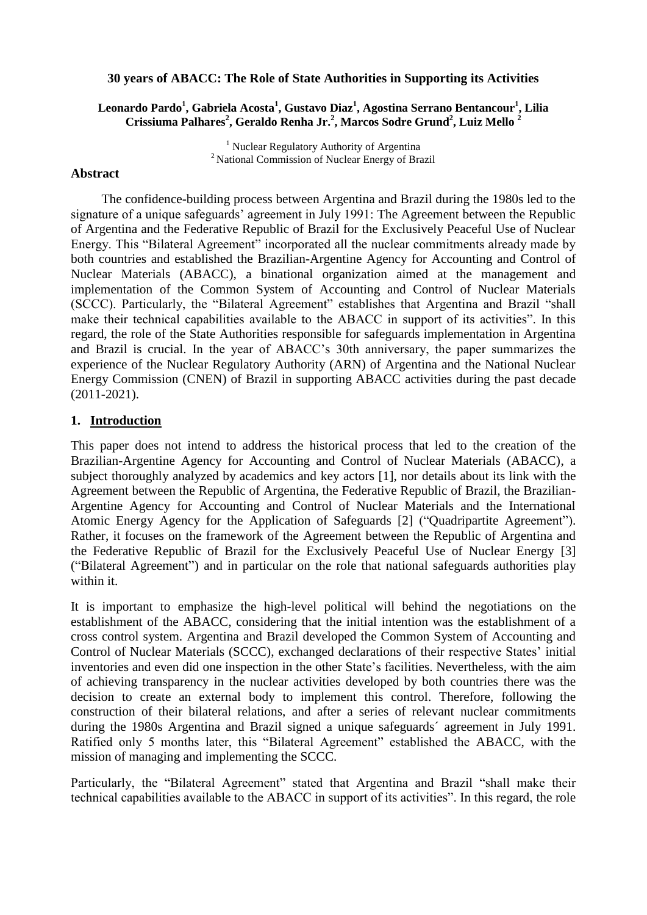# 30 years of ABACC: The Role of State Authorities in Supporting its Activities

**Leonardo Pardo[1], Gabriela Acosta[1], Gustavo Diaz[1], Agostina Serrano Bentancour[1], Lilia Crissiuma Palhares[2], Geraldo Renha Jr.[2], Marcos Sodre Grund[2], Luiz Mello [2]**

[1] Nuclear Regulatory Authority of Argentina
[2] National Commission of Nuclear Energy of Brazil

## Abstract

The confidence-building process between Argentina and Brazil during the 1980s led to the signature of a unique safeguards' agreement in July 1991: The Agreement between the Republic of Argentina and the Federative Republic of Brazil for the Exclusively Peaceful Use of Nuclear Energy. This "Bilateral Agreement" incorporated all the nuclear commitments already made by both countries and established the Brazilian-Argentine Agency for Accounting and Control of Nuclear Materials (ABACC), a binational organization aimed at the management and implementation of the Common System of Accounting and Control of Nuclear Materials (SCCC). Particularly, the "Bilateral Agreement" establishes that Argentina and Brazil "shall make their technical capabilities available to the ABACC in support of its activities". In this regard, the role of the State Authorities responsible for safeguards implementation in Argentina and Brazil is crucial. In the year of ABACC's 30th anniversary, the paper summarizes the experience of the Nuclear Regulatory Authority (ARN) of Argentina and the National Nuclear Energy Commission (CNEN) of Brazil in supporting ABACC activities during the past decade (2011-2021).

## 1. Introduction

This paper does not intend to address the historical process that led to the creation of the Brazilian-Argentine Agency for Accounting and Control of Nuclear Materials (ABACC), a subject thoroughly analyzed by academics and key actors [1], nor details about its link with the Agreement between the Republic of Argentina, the Federative Republic of Brazil, the Brazilian-Argentine Agency for Accounting and Control of Nuclear Materials and the International Atomic Energy Agency for the Application of Safeguards [2] ("Quadripartite Agreement"). Rather, it focuses on the framework of the Agreement between the Republic of Argentina and the Federative Republic of Brazil for the Exclusively Peaceful Use of Nuclear Energy [3] ("Bilateral Agreement") and in particular on the role that national safeguards authorities play within it.

It is important to emphasize the high-level political will behind the negotiations on the establishment of the ABACC, considering that the initial intention was the establishment of a cross control system. Argentina and Brazil developed the Common System of Accounting and Control of Nuclear Materials (SCCC), exchanged declarations of their respective States' initial inventories and even did one inspection in the other State's facilities. Nevertheless, with the aim of achieving transparency in the nuclear activities developed by both countries there was the decision to create an external body to implement this control. Therefore, following the construction of their bilateral relations, and after a series of relevant nuclear commitments during the 1980s Argentina and Brazil signed a unique safeguards´ agreement in July 1991. Ratified only 5 months later, this "Bilateral Agreement" established the ABACC, with the mission of managing and implementing the SCCC.

Particularly, the "Bilateral Agreement" stated that Argentina and Brazil "shall make their technical capabilities available to the ABACC in support of its activities". In this regard, the role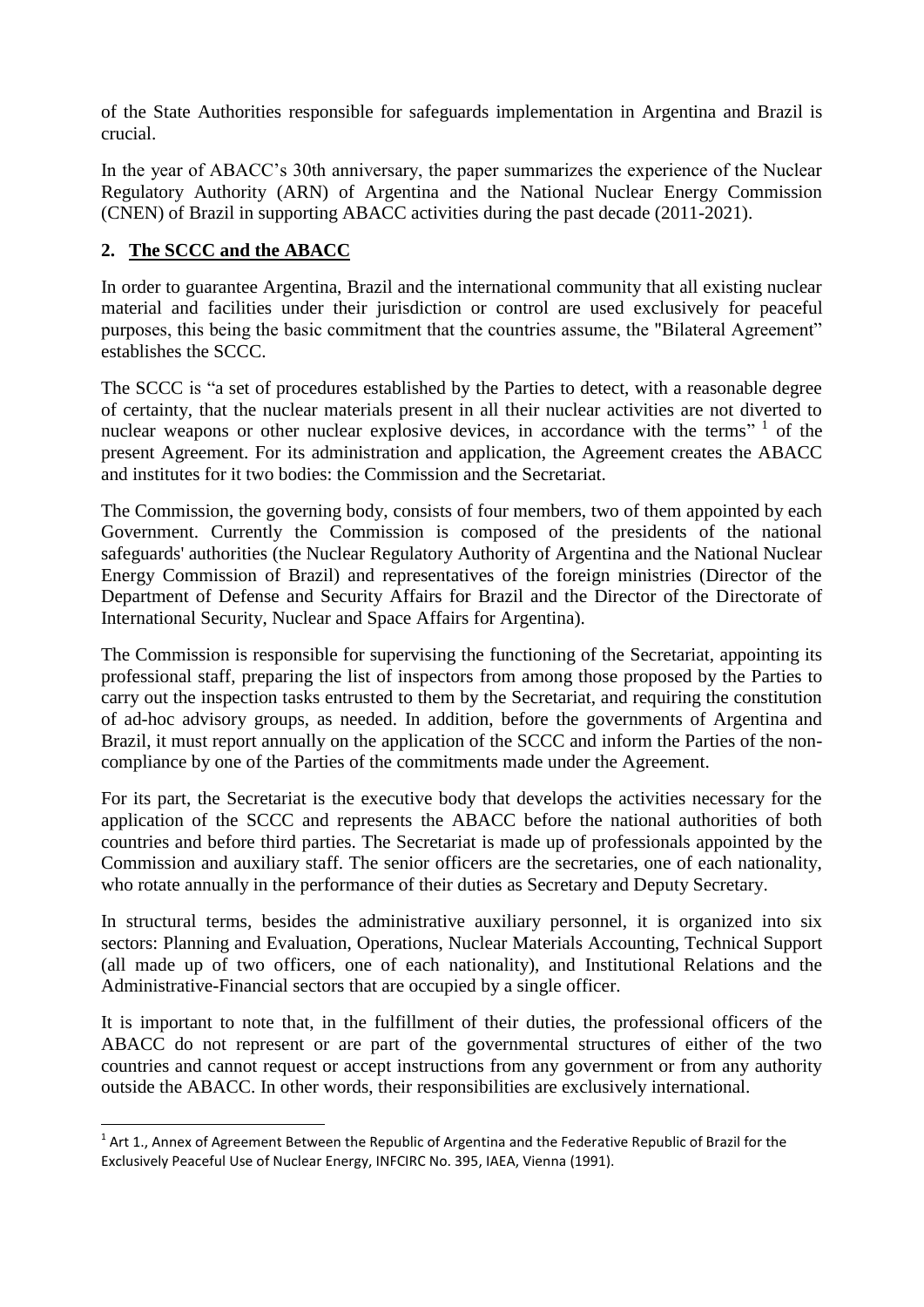of the State Authorities responsible for safeguards implementation in Argentina and Brazil is crucial.

In the year of ABACC's 30th anniversary, the paper summarizes the experience of the Nuclear Regulatory Authority (ARN) of Argentina and the National Nuclear Energy Commission (CNEN) of Brazil in supporting ABACC activities during the past decade (2011-2021).

## 2. The SCCC and the ABACC

In order to guarantee Argentina, Brazil and the international community that all existing nuclear material and facilities under their jurisdiction or control are used exclusively for peaceful purposes, this being the basic commitment that the countries assume, the "Bilateral Agreement" establishes the SCCC.

The SCCC is "a set of procedures established by the Parties to detect, with a reasonable degree of certainty, that the nuclear materials present in all their nuclear activities are not diverted to nuclear weapons or other nuclear explosive devices, in accordance with the terms" [1] of the present Agreement. For its administration and application, the Agreement creates the ABACC and institutes for it two bodies: the Commission and the Secretariat.

The Commission, the governing body, consists of four members, two of them appointed by each Government. Currently the Commission is composed of the presidents of the national safeguards' authorities (the Nuclear Regulatory Authority of Argentina and the National Nuclear Energy Commission of Brazil) and representatives of the foreign ministries (Director of the Department of Defense and Security Affairs for Brazil and the Director of the Directorate of International Security, Nuclear and Space Affairs for Argentina).

The Commission is responsible for supervising the functioning of the Secretariat, appointing its professional staff, preparing the list of inspectors from among those proposed by the Parties to carry out the inspection tasks entrusted to them by the Secretariat, and requiring the constitution of ad-hoc advisory groups, as needed. In addition, before the governments of Argentina and Brazil, it must report annually on the application of the SCCC and inform the Parties of the non-compliance by one of the Parties of the commitments made under the Agreement.

For its part, the Secretariat is the executive body that develops the activities necessary for the application of the SCCC and represents the ABACC before the national authorities of both countries and before third parties. The Secretariat is made up of professionals appointed by the Commission and auxiliary staff. The senior officers are the secretaries, one of each nationality, who rotate annually in the performance of their duties as Secretary and Deputy Secretary.

In structural terms, besides the administrative auxiliary personnel, it is organized into six sectors: Planning and Evaluation, Operations, Nuclear Materials Accounting, Technical Support (all made up of two officers, one of each nationality), and Institutional Relations and the Administrative-Financial sectors that are occupied by a single officer.

It is important to note that, in the fulfillment of their duties, the professional officers of the ABACC do not represent or are part of the governmental structures of either of the two countries and cannot request or accept instructions from any government or from any authority outside the ABACC. In other words, their responsibilities are exclusively international.

---

[1] Art 1., Annex of Agreement Between the Republic of Argentina and the Federative Republic of Brazil for the Exclusively Peaceful Use of Nuclear Energy, INFCIRC No. 395, IAEA, Vienna (1991).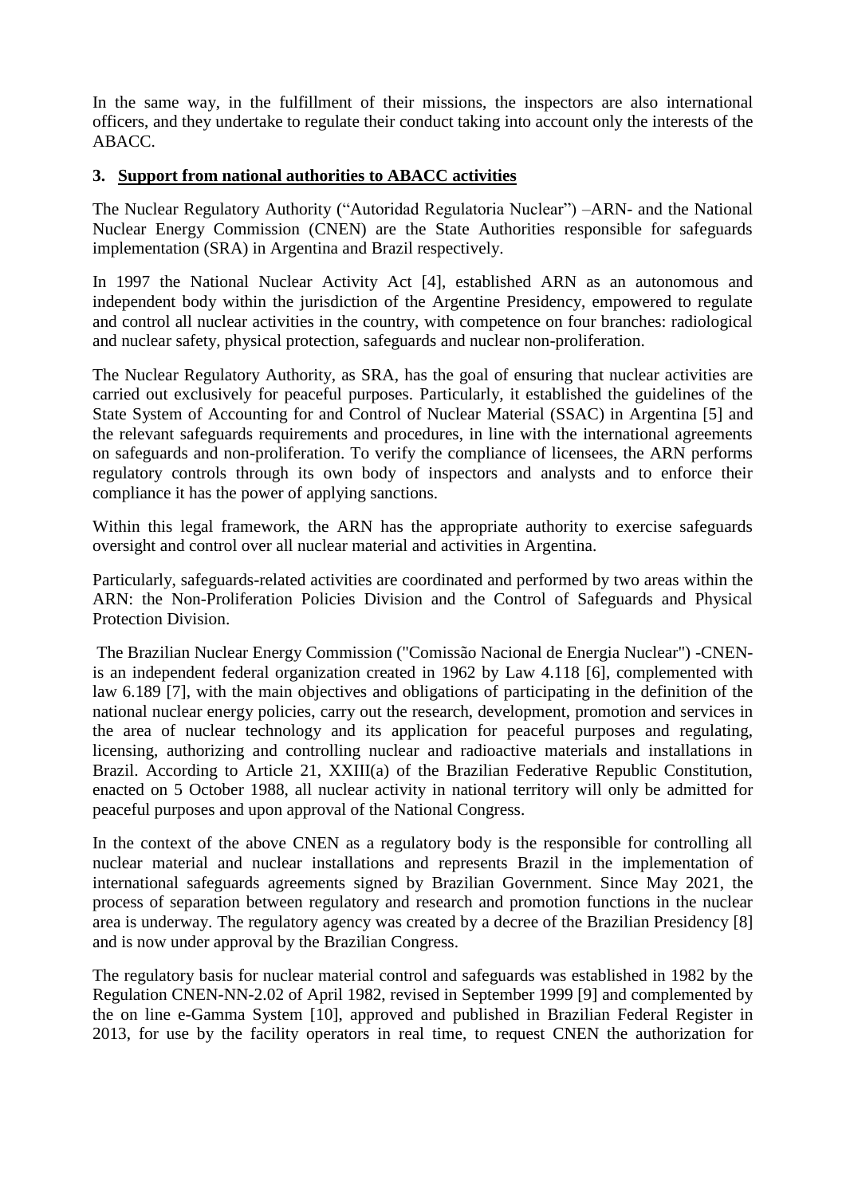In the same way, in the fulfillment of their missions, the inspectors are also international officers, and they undertake to regulate their conduct taking into account only the interests of the ABACC.

## 3. Support from national authorities to ABACC activities

The Nuclear Regulatory Authority ("Autoridad Regulatoria Nuclear") –ARN- and the National Nuclear Energy Commission (CNEN) are the State Authorities responsible for safeguards implementation (SRA) in Argentina and Brazil respectively.

In 1997 the National Nuclear Activity Act [4], established ARN as an autonomous and independent body within the jurisdiction of the Argentine Presidency, empowered to regulate and control all nuclear activities in the country, with competence on four branches: radiological and nuclear safety, physical protection, safeguards and nuclear non-proliferation.

The Nuclear Regulatory Authority, as SRA, has the goal of ensuring that nuclear activities are carried out exclusively for peaceful purposes. Particularly, it established the guidelines of the State System of Accounting for and Control of Nuclear Material (SSAC) in Argentina [5] and the relevant safeguards requirements and procedures, in line with the international agreements on safeguards and non-proliferation. To verify the compliance of licensees, the ARN performs regulatory controls through its own body of inspectors and analysts and to enforce their compliance it has the power of applying sanctions.

Within this legal framework, the ARN has the appropriate authority to exercise safeguards oversight and control over all nuclear material and activities in Argentina.

Particularly, safeguards-related activities are coordinated and performed by two areas within the ARN: the Non-Proliferation Policies Division and the Control of Safeguards and Physical Protection Division.

The Brazilian Nuclear Energy Commission ("Comissão Nacional de Energia Nuclear") -CNEN- is an independent federal organization created in 1962 by Law 4.118 [6], complemented with law 6.189 [7], with the main objectives and obligations of participating in the definition of the national nuclear energy policies, carry out the research, development, promotion and services in the area of nuclear technology and its application for peaceful purposes and regulating, licensing, authorizing and controlling nuclear and radioactive materials and installations in Brazil. According to Article 21, XXIII(a) of the Brazilian Federative Republic Constitution, enacted on 5 October 1988, all nuclear activity in national territory will only be admitted for peaceful purposes and upon approval of the National Congress.

In the context of the above CNEN as a regulatory body is the responsible for controlling all nuclear material and nuclear installations and represents Brazil in the implementation of international safeguards agreements signed by Brazilian Government. Since May 2021, the process of separation between regulatory and research and promotion functions in the nuclear area is underway. The regulatory agency was created by a decree of the Brazilian Presidency [8] and is now under approval by the Brazilian Congress.

The regulatory basis for nuclear material control and safeguards was established in 1982 by the Regulation CNEN-NN-2.02 of April 1982, revised in September 1999 [9] and complemented by the on line e-Gamma System [10], approved and published in Brazilian Federal Register in 2013, for use by the facility operators in real time, to request CNEN the authorization for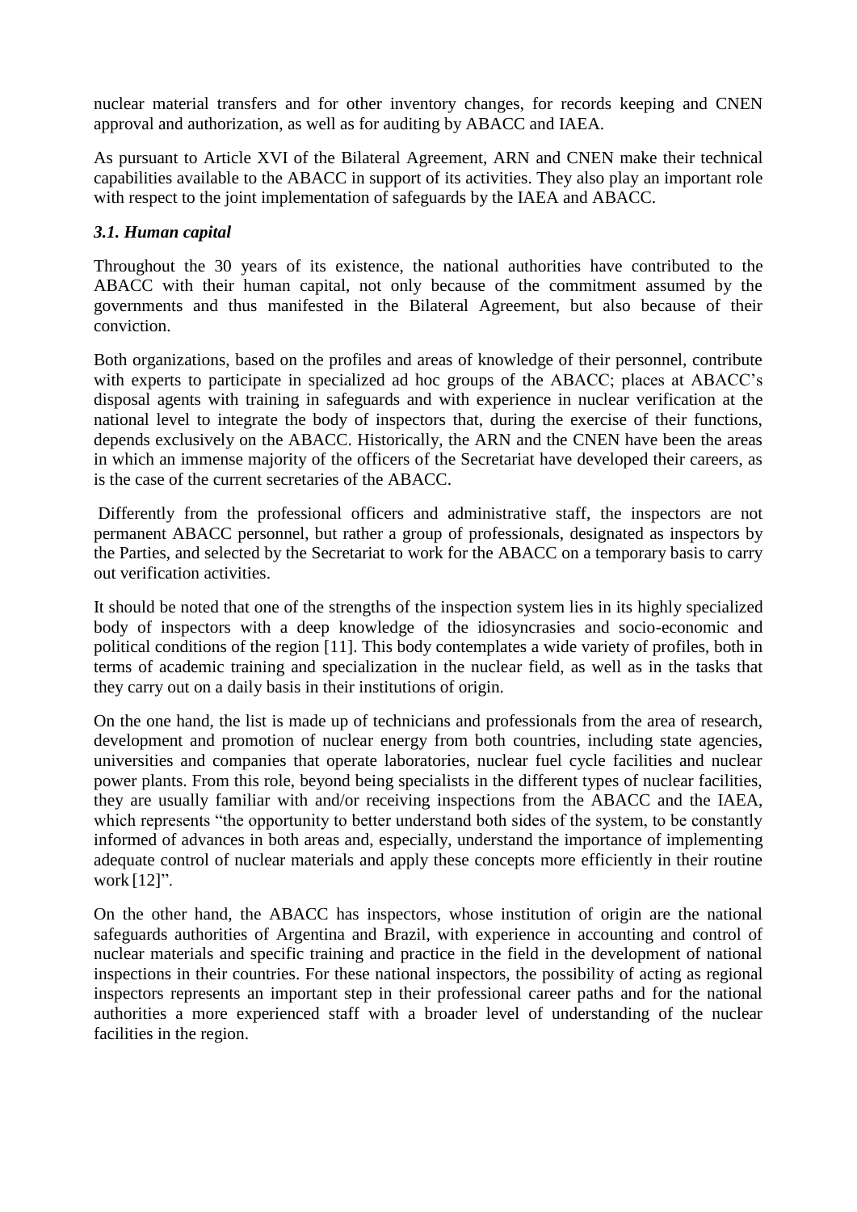nuclear material transfers and for other inventory changes, for records keeping and CNEN approval and authorization, as well as for auditing by ABACC and IAEA.

As pursuant to Article XVI of the Bilateral Agreement, ARN and CNEN make their technical capabilities available to the ABACC in support of its activities. They also play an important role with respect to the joint implementation of safeguards by the IAEA and ABACC.

### *3.1. Human capital*

Throughout the 30 years of its existence, the national authorities have contributed to the ABACC with their human capital, not only because of the commitment assumed by the governments and thus manifested in the Bilateral Agreement, but also because of their conviction.

Both organizations, based on the profiles and areas of knowledge of their personnel, contribute with experts to participate in specialized ad hoc groups of the ABACC; places at ABACC's disposal agents with training in safeguards and with experience in nuclear verification at the national level to integrate the body of inspectors that, during the exercise of their functions, depends exclusively on the ABACC. Historically, the ARN and the CNEN have been the areas in which an immense majority of the officers of the Secretariat have developed their careers, as is the case of the current secretaries of the ABACC.

Differently from the professional officers and administrative staff, the inspectors are not permanent ABACC personnel, but rather a group of professionals, designated as inspectors by the Parties, and selected by the Secretariat to work for the ABACC on a temporary basis to carry out verification activities.

It should be noted that one of the strengths of the inspection system lies in its highly specialized body of inspectors with a deep knowledge of the idiosyncrasies and socio-economic and political conditions of the region [11]. This body contemplates a wide variety of profiles, both in terms of academic training and specialization in the nuclear field, as well as in the tasks that they carry out on a daily basis in their institutions of origin.

On the one hand, the list is made up of technicians and professionals from the area of research, development and promotion of nuclear energy from both countries, including state agencies, universities and companies that operate laboratories, nuclear fuel cycle facilities and nuclear power plants. From this role, beyond being specialists in the different types of nuclear facilities, they are usually familiar with and/or receiving inspections from the ABACC and the IAEA, which represents "the opportunity to better understand both sides of the system, to be constantly informed of advances in both areas and, especially, understand the importance of implementing adequate control of nuclear materials and apply these concepts more efficiently in their routine work [12]".

On the other hand, the ABACC has inspectors, whose institution of origin are the national safeguards authorities of Argentina and Brazil, with experience in accounting and control of nuclear materials and specific training and practice in the field in the development of national inspections in their countries. For these national inspectors, the possibility of acting as regional inspectors represents an important step in their professional career paths and for the national authorities a more experienced staff with a broader level of understanding of the nuclear facilities in the region.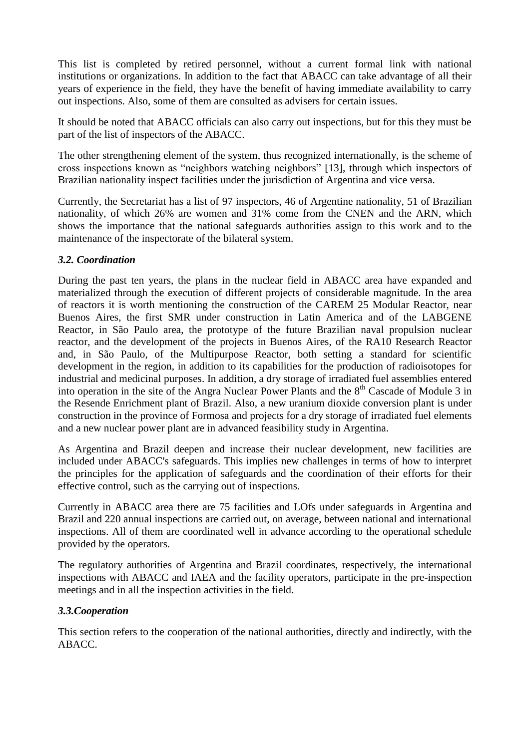This list is completed by retired personnel, without a current formal link with national institutions or organizations. In addition to the fact that ABACC can take advantage of all their years of experience in the field, they have the benefit of having immediate availability to carry out inspections. Also, some of them are consulted as advisers for certain issues.

It should be noted that ABACC officials can also carry out inspections, but for this they must be part of the list of inspectors of the ABACC.

The other strengthening element of the system, thus recognized internationally, is the scheme of cross inspections known as "neighbors watching neighbors" [13], through which inspectors of Brazilian nationality inspect facilities under the jurisdiction of Argentina and vice versa.

Currently, the Secretariat has a list of 97 inspectors, 46 of Argentine nationality, 51 of Brazilian nationality, of which 26% are women and 31% come from the CNEN and the ARN, which shows the importance that the national safeguards authorities assign to this work and to the maintenance of the inspectorate of the bilateral system.

### *3.2. Coordination*

During the past ten years, the plans in the nuclear field in ABACC area have expanded and materialized through the execution of different projects of considerable magnitude. In the area of reactors it is worth mentioning the construction of the CAREM 25 Modular Reactor, near Buenos Aires, the first SMR under construction in Latin America and of the LABGENE Reactor, in São Paulo area, the prototype of the future Brazilian naval propulsion nuclear reactor, and the development of the projects in Buenos Aires, of the RA10 Research Reactor and, in São Paulo, of the Multipurpose Reactor, both setting a standard for scientific development in the region, in addition to its capabilities for the production of radioisotopes for industrial and medicinal purposes. In addition, a dry storage of irradiated fuel assemblies entered into operation in the site of the Angra Nuclear Power Plants and the 8th Cascade of Module 3 in the Resende Enrichment plant of Brazil. Also, a new uranium dioxide conversion plant is under construction in the province of Formosa and projects for a dry storage of irradiated fuel elements and a new nuclear power plant are in advanced feasibility study in Argentina.

As Argentina and Brazil deepen and increase their nuclear development, new facilities are included under ABACC's safeguards. This implies new challenges in terms of how to interpret the principles for the application of safeguards and the coordination of their efforts for their effective control, such as the carrying out of inspections.

Currently in ABACC area there are 75 facilities and LOfs under safeguards in Argentina and Brazil and 220 annual inspections are carried out, on average, between national and international inspections. All of them are coordinated well in advance according to the operational schedule provided by the operators.

The regulatory authorities of Argentina and Brazil coordinates, respectively, the international inspections with ABACC and IAEA and the facility operators, participate in the pre-inspection meetings and in all the inspection activities in the field.

### *3.3.Cooperation*

This section refers to the cooperation of the national authorities, directly and indirectly, with the ABACC.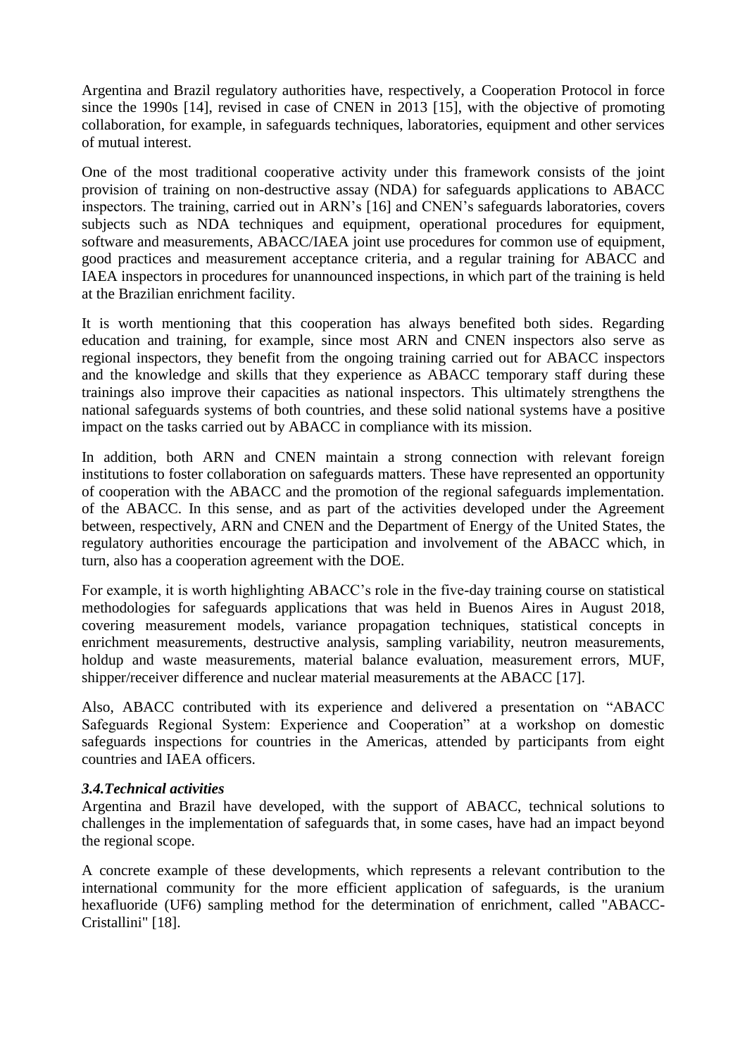Argentina and Brazil regulatory authorities have, respectively, a Cooperation Protocol in force since the 1990s [14], revised in case of CNEN in 2013 [15], with the objective of promoting collaboration, for example, in safeguards techniques, laboratories, equipment and other services of mutual interest.

One of the most traditional cooperative activity under this framework consists of the joint provision of training on non-destructive assay (NDA) for safeguards applications to ABACC inspectors. The training, carried out in ARN's [16] and CNEN's safeguards laboratories, covers subjects such as NDA techniques and equipment, operational procedures for equipment, software and measurements, ABACC/IAEA joint use procedures for common use of equipment, good practices and measurement acceptance criteria, and a regular training for ABACC and IAEA inspectors in procedures for unannounced inspections, in which part of the training is held at the Brazilian enrichment facility.

It is worth mentioning that this cooperation has always benefited both sides. Regarding education and training, for example, since most ARN and CNEN inspectors also serve as regional inspectors, they benefit from the ongoing training carried out for ABACC inspectors and the knowledge and skills that they experience as ABACC temporary staff during these trainings also improve their capacities as national inspectors. This ultimately strengthens the national safeguards systems of both countries, and these solid national systems have a positive impact on the tasks carried out by ABACC in compliance with its mission.

In addition, both ARN and CNEN maintain a strong connection with relevant foreign institutions to foster collaboration on safeguards matters. These have represented an opportunity of cooperation with the ABACC and the promotion of the regional safeguards implementation. of the ABACC. In this sense, and as part of the activities developed under the Agreement between, respectively, ARN and CNEN and the Department of Energy of the United States, the regulatory authorities encourage the participation and involvement of the ABACC which, in turn, also has a cooperation agreement with the DOE.

For example, it is worth highlighting ABACC's role in the five-day training course on statistical methodologies for safeguards applications that was held in Buenos Aires in August 2018, covering measurement models, variance propagation techniques, statistical concepts in enrichment measurements, destructive analysis, sampling variability, neutron measurements, holdup and waste measurements, material balance evaluation, measurement errors, MUF, shipper/receiver difference and nuclear material measurements at the ABACC [17].

Also, ABACC contributed with its experience and delivered a presentation on "ABACC Safeguards Regional System: Experience and Cooperation" at a workshop on domestic safeguards inspections for countries in the Americas, attended by participants from eight countries and IAEA officers.

### *3.4.Technical activities*

Argentina and Brazil have developed, with the support of ABACC, technical solutions to challenges in the implementation of safeguards that, in some cases, have had an impact beyond the regional scope.

A concrete example of these developments, which represents a relevant contribution to the international community for the more efficient application of safeguards, is the uranium hexafluoride ($UF_6$) sampling method for the determination of enrichment, called "ABACC-Cristallini" [18].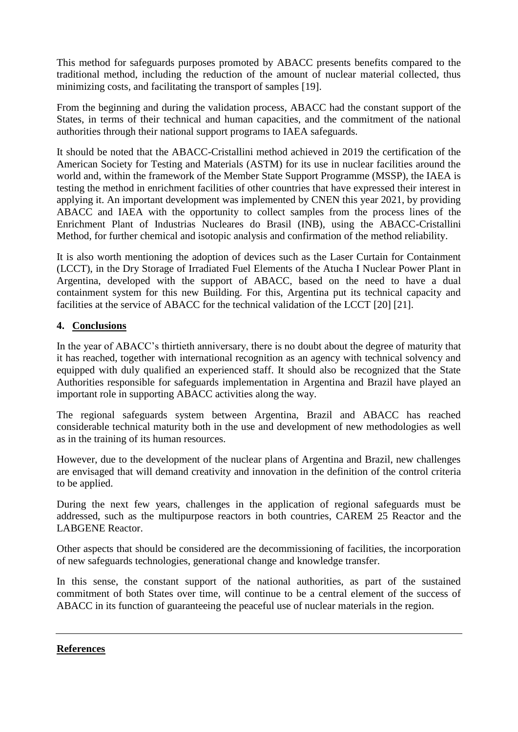This method for safeguards purposes promoted by ABACC presents benefits compared to the traditional method, including the reduction of the amount of nuclear material collected, thus minimizing costs, and facilitating the transport of samples [19].

From the beginning and during the validation process, ABACC had the constant support of the States, in terms of their technical and human capacities, and the commitment of the national authorities through their national support programs to IAEA safeguards.

It should be noted that the ABACC-Cristallini method achieved in 2019 the certification of the American Society for Testing and Materials (ASTM) for its use in nuclear facilities around the world and, within the framework of the Member State Support Programme (MSSP), the IAEA is testing the method in enrichment facilities of other countries that have expressed their interest in applying it. An important development was implemented by CNEN this year 2021, by providing ABACC and IAEA with the opportunity to collect samples from the process lines of the Enrichment Plant of Industrias Nucleares do Brasil (INB), using the ABACC-Cristallini Method, for further chemical and isotopic analysis and confirmation of the method reliability.

It is also worth mentioning the adoption of devices such as the Laser Curtain for Containment (LCCT), in the Dry Storage of Irradiated Fuel Elements of the Atucha I Nuclear Power Plant in Argentina, developed with the support of ABACC, based on the need to have a dual containment system for this new Building. For this, Argentina put its technical capacity and facilities at the service of ABACC for the technical validation of the LCCT [20] [21].

## 4. Conclusions

In the year of ABACC's thirtieth anniversary, there is no doubt about the degree of maturity that it has reached, together with international recognition as an agency with technical solvency and equipped with duly qualified an experienced staff. It should also be recognized that the State Authorities responsible for safeguards implementation in Argentina and Brazil have played an important role in supporting ABACC activities along the way.

The regional safeguards system between Argentina, Brazil and ABACC has reached considerable technical maturity both in the use and development of new methodologies as well as in the training of its human resources.

However, due to the development of the nuclear plans of Argentina and Brazil, new challenges are envisaged that will demand creativity and innovation in the definition of the control criteria to be applied.

During the next few years, challenges in the application of regional safeguards must be addressed, such as the multipurpose reactors in both countries, CAREM 25 Reactor and the LABGENE Reactor.

Other aspects that should be considered are the decommissioning of facilities, the incorporation of new safeguards technologies, generational change and knowledge transfer.

In this sense, the constant support of the national authorities, as part of the sustained commitment of both States over time, will continue to be a central element of the success of ABACC in its function of guaranteeing the peaceful use of nuclear materials in the region.

---

## References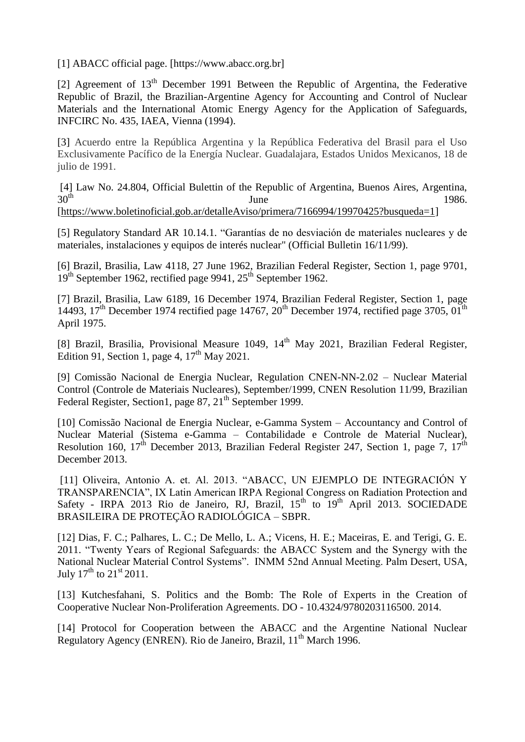[1] ABACC official page. [https://www.abacc.org.br]

[2] Agreement of 13th December 1991 Between the Republic of Argentina, the Federative Republic of Brazil, the Brazilian-Argentine Agency for Accounting and Control of Nuclear Materials and the International Atomic Energy Agency for the Application of Safeguards, INFCIRC No. 435, IAEA, Vienna (1994).

[3] Acuerdo entre la República Argentina y la República Federativa del Brasil para el Uso Exclusivamente Pacífico de la Energía Nuclear. Guadalajara, Estados Unidos Mexicanos, 18 de julio de 1991.

[4] Law No. 24.804, Official Bulettin of the Republic of Argentina, Buenos Aires, Argentina, 30th June 1986. [https://www.boletinoficial.gob.ar/detalleAviso/primera/7166994/19970425?busqueda=1]

[5] Regulatory Standard AR 10.14.1. "Garantías de no desviación de materiales nucleares y de materiales, instalaciones y equipos de interés nuclear" (Official Bulletin 16/11/99).

[6] Brazil, Brasilia, Law 4118, 27 June 1962, Brazilian Federal Register, Section 1, page 9701, 19th September 1962, rectified page 9941, 25th September 1962.

[7] Brazil, Brasilia, Law 6189, 16 December 1974, Brazilian Federal Register, Section 1, page 14493, 17th December 1974 rectified page 14767, 20th December 1974, rectified page 3705, 01th April 1975.

[8] Brazil, Brasilia, Provisional Measure 1049, 14th May 2021, Brazilian Federal Register, Edition 91, Section 1, page 4, 17th May 2021.

[9] Comissão Nacional de Energia Nuclear, Regulation CNEN-NN-2.02 – Nuclear Material Control (Controle de Materiais Nucleares), September/1999, CNEN Resolution 11/99, Brazilian Federal Register, Section1, page 87, 21th September 1999.

[10] Comissão Nacional de Energia Nuclear, e-Gamma System – Accountancy and Control of Nuclear Material (Sistema e-Gamma – Contabilidade e Controle de Material Nuclear), Resolution 160, 17th December 2013, Brazilian Federal Register 247, Section 1, page 7, 17th December 2013.

[11] Oliveira, Antonio A. et. Al. 2013. "ABACC, UN EJEMPLO DE INTEGRACIÓN Y TRANSPARENCIA", IX Latin American IRPA Regional Congress on Radiation Protection and Safety - IRPA 2013 Rio de Janeiro, RJ, Brazil, 15th to 19th April 2013. SOCIEDADE BRASILEIRA DE PROTEÇÃO RADIOLÓGICA – SBPR.

[12] Dias, F. C.; Palhares, L. C.; De Mello, L. A.; Vicens, H. E.; Maceiras, E. and Terigi, G. E. 2011. "Twenty Years of Regional Safeguards: the ABACC System and the Synergy with the National Nuclear Material Control Systems". INMM 52nd Annual Meeting. Palm Desert, USA, July 17th to 21st 2011.

[13] Kutchesfahani, S. Politics and the Bomb: The Role of Experts in the Creation of Cooperative Nuclear Non-Proliferation Agreements. DO - 10.4324/9780203116500. 2014.

[14] Protocol for Cooperation between the ABACC and the Argentine National Nuclear Regulatory Agency (ENREN). Rio de Janeiro, Brazil, 11th March 1996.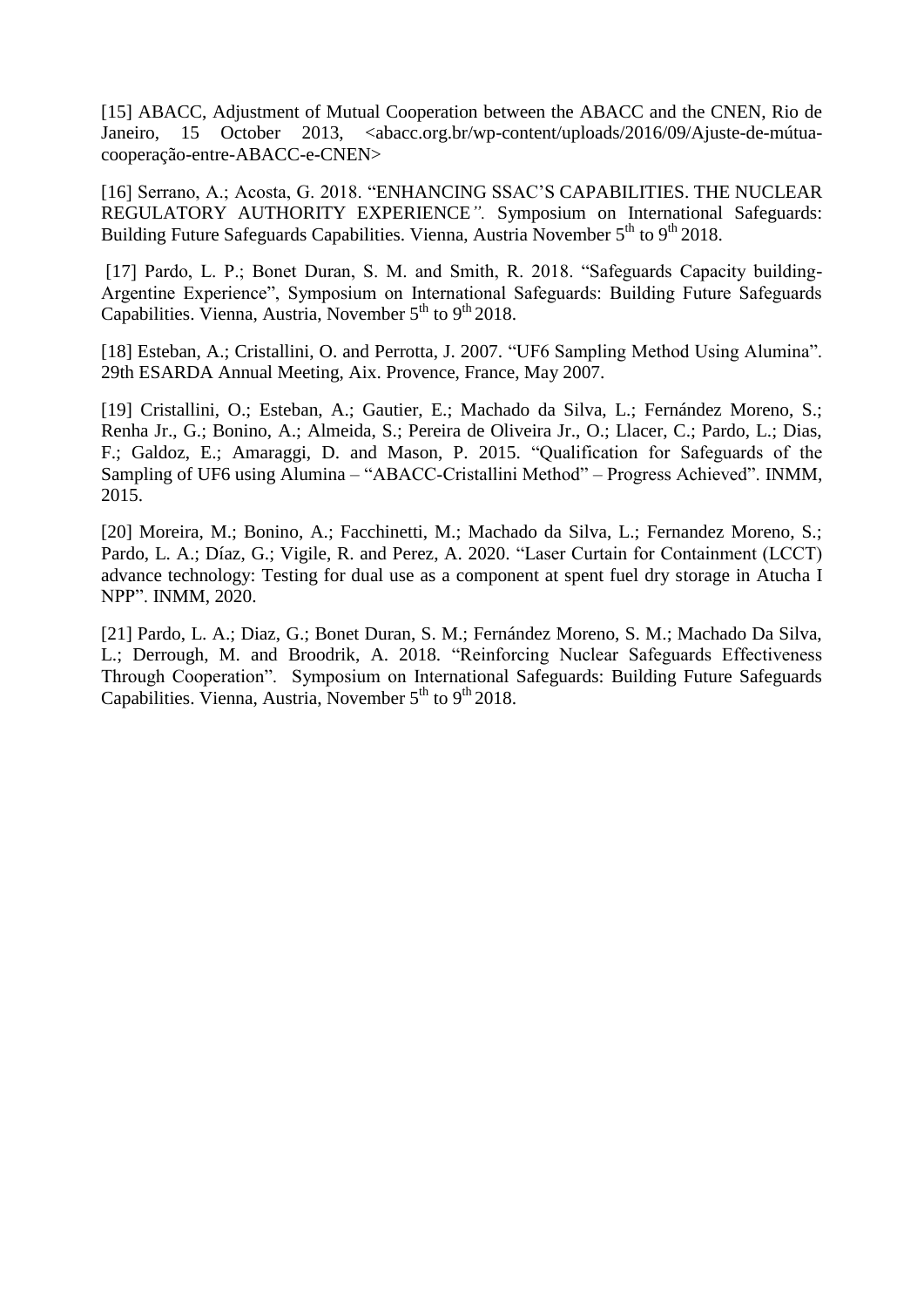[15] ABACC, Adjustment of Mutual Cooperation between the ABACC and the CNEN, Rio de Janeiro, 15 October 2013, <abacc.org.br/wp-content/uploads/2016/09/Ajuste-de-mútua-cooperação-entre-ABACC-e-CNEN>

[16] Serrano, A.; Acosta, G. 2018. "ENHANCING SSAC'S CAPABILITIES. THE NUCLEAR REGULATORY AUTHORITY EXPERIENCE*"*. Symposium on International Safeguards: Building Future Safeguards Capabilities. Vienna, Austria November 5th to 9th 2018.

[17] Pardo, L. P.; Bonet Duran, S. M. and Smith, R. 2018. "Safeguards Capacity building-Argentine Experience", Symposium on International Safeguards: Building Future Safeguards Capabilities. Vienna, Austria, November 5th to 9th 2018.

[18] Esteban, A.; Cristallini, O. and Perrotta, J. 2007. "UF6 Sampling Method Using Alumina". 29th ESARDA Annual Meeting, Aix. Provence, France, May 2007.

[19] Cristallini, O.; Esteban, A.; Gautier, E.; Machado da Silva, L.; Fernández Moreno, S.; Renha Jr., G.; Bonino, A.; Almeida, S.; Pereira de Oliveira Jr., O.; Llacer, C.; Pardo, L.; Dias, F.; Galdoz, E.; Amaraggi, D. and Mason, P. 2015. "Qualification for Safeguards of the Sampling of UF6 using Alumina – "ABACC-Cristallini Method" – Progress Achieved". INMM, 2015.

[20] Moreira, M.; Bonino, A.; Facchinetti, M.; Machado da Silva, L.; Fernandez Moreno, S.; Pardo, L. A.; Díaz, G.; Vigile, R. and Perez, A. 2020. "Laser Curtain for Containment (LCCT) advance technology: Testing for dual use as a component at spent fuel dry storage in Atucha I NPP". INMM, 2020.

[21] Pardo, L. A.; Diaz, G.; Bonet Duran, S. M.; Fernández Moreno, S. M.; Machado Da Silva, L.; Derrough, M. and Broodrik, A. 2018. "Reinforcing Nuclear Safeguards Effectiveness Through Cooperation". Symposium on International Safeguards: Building Future Safeguards Capabilities. Vienna, Austria, November 5th to 9th 2018.